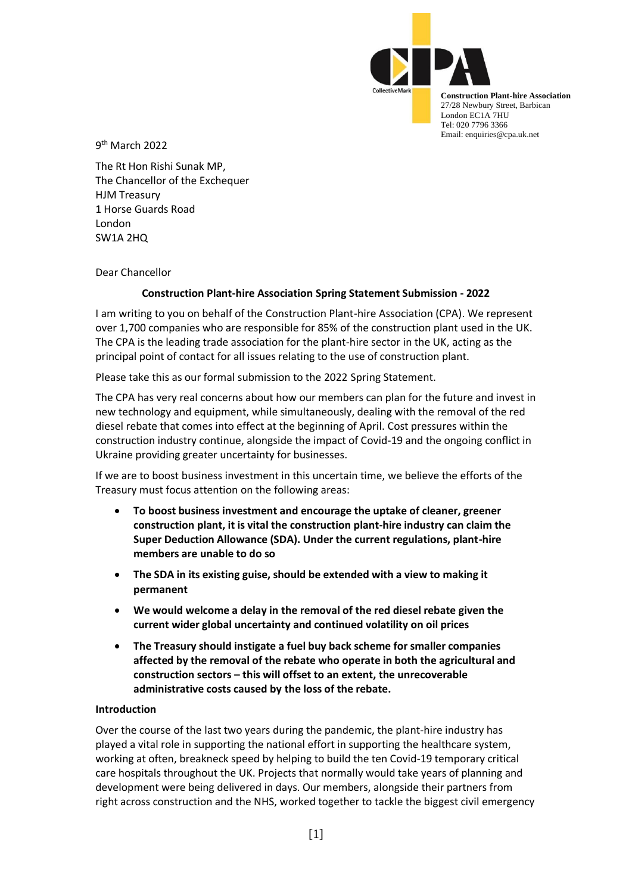**Construction Plant-hire Association**
27/28 Newbury Street, Barbican
London EC1A 7HU
Tel: 020 7796 3366
Email: enquiries@cpa.uk.net

9th March 2022

The Rt Hon Rishi Sunak MP,
The Chancellor of the Exchequer
HJM Treasury
1 Horse Guards Road
London
SW1A 2HQ

Dear Chancellor

**Construction Plant-hire Association Spring Statement Submission - 2022**

I am writing to you on behalf of the Construction Plant-hire Association (CPA). We represent over 1,700 companies who are responsible for 85% of the construction plant used in the UK. The CPA is the leading trade association for the plant-hire sector in the UK, acting as the principal point of contact for all issues relating to the use of construction plant.

Please take this as our formal submission to the 2022 Spring Statement.

The CPA has very real concerns about how our members can plan for the future and invest in new technology and equipment, while simultaneously, dealing with the removal of the red diesel rebate that comes into effect at the beginning of April. Cost pressures within the construction industry continue, alongside the impact of Covid-19 and the ongoing conflict in Ukraine providing greater uncertainty for businesses.

If we are to boost business investment in this uncertain time, we believe the efforts of the Treasury must focus attention on the following areas:

- **To boost business investment and encourage the uptake of cleaner, greener construction plant, it is vital the construction plant-hire industry can claim the Super Deduction Allowance (SDA). Under the current regulations, plant-hire members are unable to do so**
- **The SDA in its existing guise, should be extended with a view to making it permanent**
- **We would welcome a delay in the removal of the red diesel rebate given the current wider global uncertainty and continued volatility on oil prices**
- **The Treasury should instigate a fuel buy back scheme for smaller companies affected by the removal of the rebate who operate in both the agricultural and construction sectors – this will offset to an extent, the unrecoverable administrative costs caused by the loss of the rebate.**

**Introduction**

Over the course of the last two years during the pandemic, the plant-hire industry has played a vital role in supporting the national effort in supporting the healthcare system, working at often, breakneck speed by helping to build the ten Covid-19 temporary critical care hospitals throughout the UK. Projects that normally would take years of planning and development were being delivered in days. Our members, alongside their partners from right across construction and the NHS, worked together to tackle the biggest civil emergency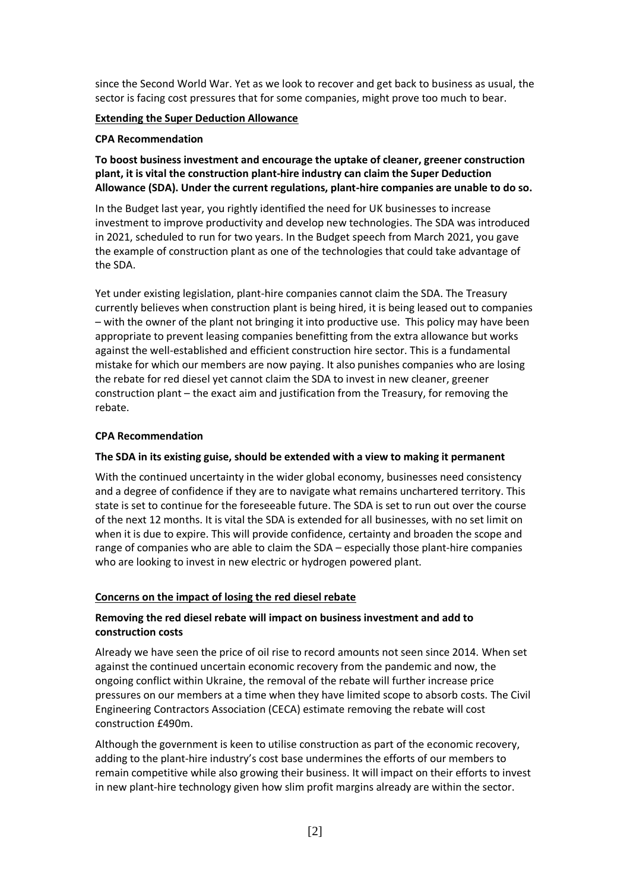since the Second World War. Yet as we look to recover and get back to business as usual, the sector is facing cost pressures that for some companies, might prove too much to bear.

## Extending the Super Deduction Allowance

**CPA Recommendation**

**To boost business investment and encourage the uptake of cleaner, greener construction plant, it is vital the construction plant-hire industry can claim the Super Deduction Allowance (SDA). Under the current regulations, plant-hire companies are unable to do so.**

In the Budget last year, you rightly identified the need for UK businesses to increase investment to improve productivity and develop new technologies. The SDA was introduced in 2021, scheduled to run for two years. In the Budget speech from March 2021, you gave the example of construction plant as one of the technologies that could take advantage of the SDA.

Yet under existing legislation, plant-hire companies cannot claim the SDA. The Treasury currently believes when construction plant is being hired, it is being leased out to companies – with the owner of the plant not bringing it into productive use. This policy may have been appropriate to prevent leasing companies benefitting from the extra allowance but works against the well-established and efficient construction hire sector. This is a fundamental mistake for which our members are now paying. It also punishes companies who are losing the rebate for red diesel yet cannot claim the SDA to invest in new cleaner, greener construction plant – the exact aim and justification from the Treasury, for removing the rebate.

**CPA Recommendation**

**The SDA in its existing guise, should be extended with a view to making it permanent**

With the continued uncertainty in the wider global economy, businesses need consistency and a degree of confidence if they are to navigate what remains unchartered territory. This state is set to continue for the foreseeable future. The SDA is set to run out over the course of the next 12 months. It is vital the SDA is extended for all businesses, with no set limit on when it is due to expire. This will provide confidence, certainty and broaden the scope and range of companies who are able to claim the SDA – especially those plant-hire companies who are looking to invest in new electric or hydrogen powered plant.

## Concerns on the impact of losing the red diesel rebate

**Removing the red diesel rebate will impact on business investment and add to construction costs**

Already we have seen the price of oil rise to record amounts not seen since 2014. When set against the continued uncertain economic recovery from the pandemic and now, the ongoing conflict within Ukraine, the removal of the rebate will further increase price pressures on our members at a time when they have limited scope to absorb costs. The Civil Engineering Contractors Association (CECA) estimate removing the rebate will cost construction £490m.

Although the government is keen to utilise construction as part of the economic recovery, adding to the plant-hire industry's cost base undermines the efforts of our members to remain competitive while also growing their business. It will impact on their efforts to invest in new plant-hire technology given how slim profit margins already are within the sector.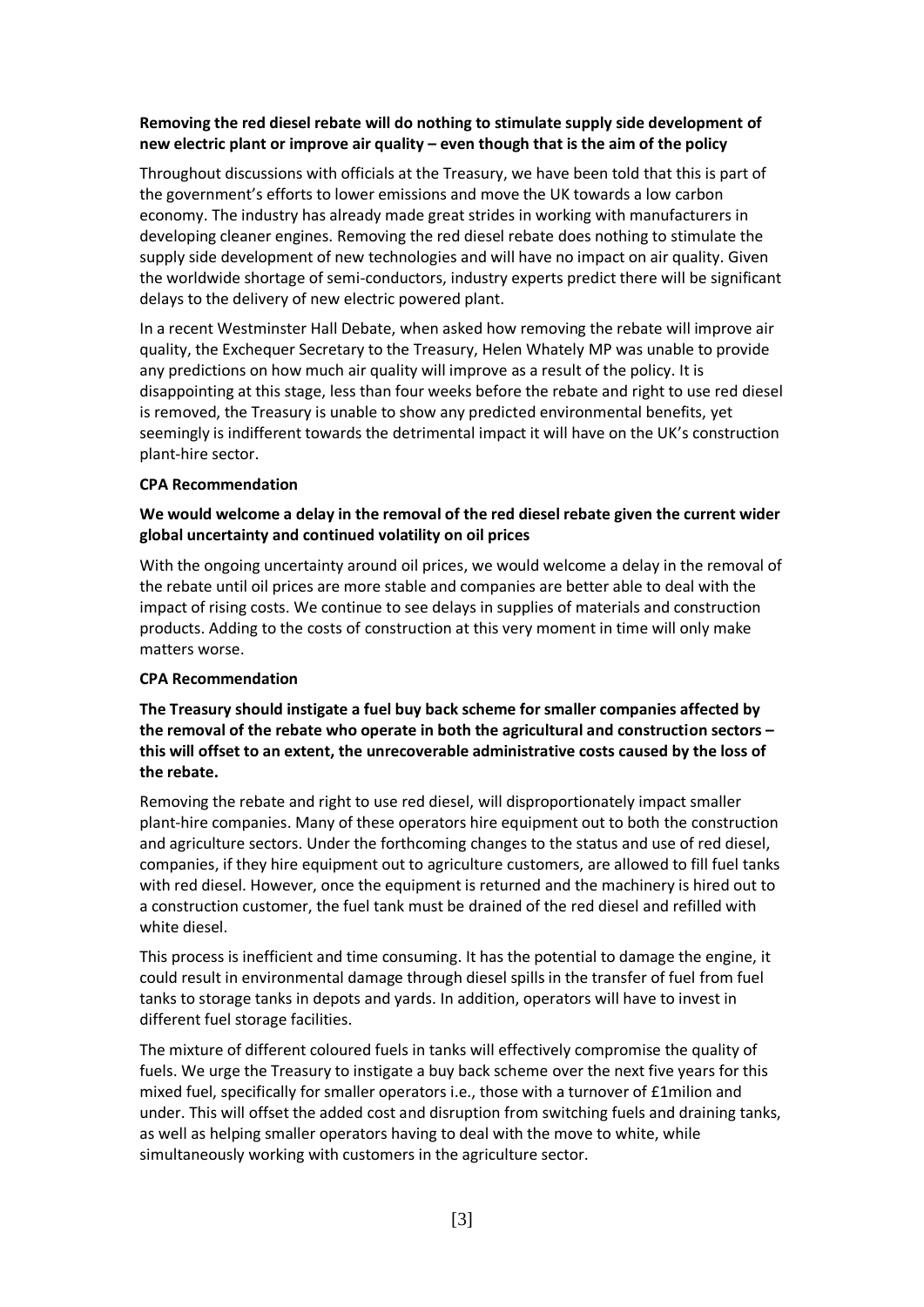**Removing the red diesel rebate will do nothing to stimulate supply side development of new electric plant or improve air quality – even though that is the aim of the policy**

Throughout discussions with officials at the Treasury, we have been told that this is part of the government's efforts to lower emissions and move the UK towards a low carbon economy. The industry has already made great strides in working with manufacturers in developing cleaner engines. Removing the red diesel rebate does nothing to stimulate the supply side development of new technologies and will have no impact on air quality. Given the worldwide shortage of semi-conductors, industry experts predict there will be significant delays to the delivery of new electric powered plant.

In a recent Westminster Hall Debate, when asked how removing the rebate will improve air quality, the Exchequer Secretary to the Treasury, Helen Whately MP was unable to provide any predictions on how much air quality will improve as a result of the policy. It is disappointing at this stage, less than four weeks before the rebate and right to use red diesel is removed, the Treasury is unable to show any predicted environmental benefits, yet seemingly is indifferent towards the detrimental impact it will have on the UK's construction plant-hire sector.

**CPA Recommendation**

**We would welcome a delay in the removal of the red diesel rebate given the current wider global uncertainty and continued volatility on oil prices**

With the ongoing uncertainty around oil prices, we would welcome a delay in the removal of the rebate until oil prices are more stable and companies are better able to deal with the impact of rising costs. We continue to see delays in supplies of materials and construction products. Adding to the costs of construction at this very moment in time will only make matters worse.

**CPA Recommendation**

**The Treasury should instigate a fuel buy back scheme for smaller companies affected by the removal of the rebate who operate in both the agricultural and construction sectors – this will offset to an extent, the unrecoverable administrative costs caused by the loss of the rebate.**

Removing the rebate and right to use red diesel, will disproportionately impact smaller plant-hire companies. Many of these operators hire equipment out to both the construction and agriculture sectors. Under the forthcoming changes to the status and use of red diesel, companies, if they hire equipment out to agriculture customers, are allowed to fill fuel tanks with red diesel. However, once the equipment is returned and the machinery is hired out to a construction customer, the fuel tank must be drained of the red diesel and refilled with white diesel.

This process is inefficient and time consuming. It has the potential to damage the engine, it could result in environmental damage through diesel spills in the transfer of fuel from fuel tanks to storage tanks in depots and yards. In addition, operators will have to invest in different fuel storage facilities.

The mixture of different coloured fuels in tanks will effectively compromise the quality of fuels. We urge the Treasury to instigate a buy back scheme over the next five years for this mixed fuel, specifically for smaller operators i.e., those with a turnover of £1milion and under. This will offset the added cost and disruption from switching fuels and draining tanks, as well as helping smaller operators having to deal with the move to white, while simultaneously working with customers in the agriculture sector.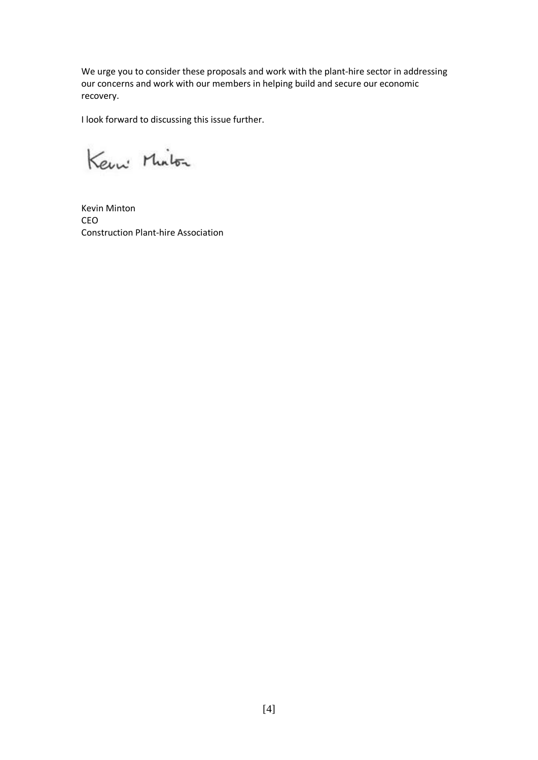We urge you to consider these proposals and work with the plant-hire sector in addressing our concerns and work with our members in helping build and secure our economic recovery.

I look forward to discussing this issue further.

Kevin Minton
CEO
Construction Plant-hire Association